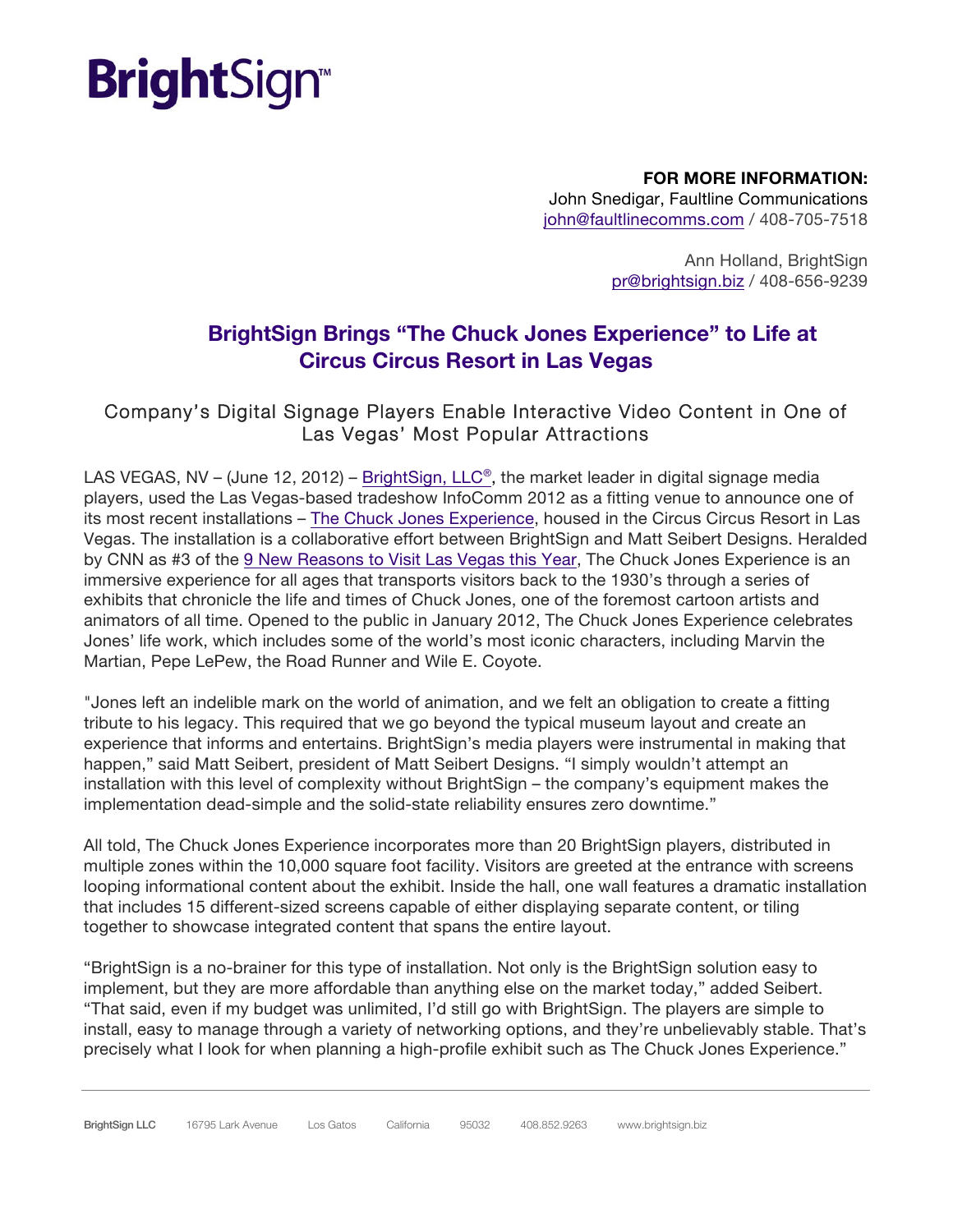# BrightSign™

**FOR MORE INFORMATION:**
John Snedigar, Faultline Communications
john@faultlinecomms.com / 408-705-7518

Ann Holland, BrightSign
pr@brightsign.biz / 408-656-9239

## BrightSign Brings "The Chuck Jones Experience" to Life at Circus Circus Resort in Las Vegas

### Company's Digital Signage Players Enable Interactive Video Content in One of Las Vegas' Most Popular Attractions

LAS VEGAS, NV – (June 12, 2012) – BrightSign, LLC®, the market leader in digital signage media players, used the Las Vegas-based tradeshow InfoComm 2012 as a fitting venue to announce one of its most recent installations – The Chuck Jones Experience, housed in the Circus Circus Resort in Las Vegas. The installation is a collaborative effort between BrightSign and Matt Seibert Designs. Heralded by CNN as #3 of the 9 New Reasons to Visit Las Vegas this Year, The Chuck Jones Experience is an immersive experience for all ages that transports visitors back to the 1930's through a series of exhibits that chronicle the life and times of Chuck Jones, one of the foremost cartoon artists and animators of all time. Opened to the public in January 2012, The Chuck Jones Experience celebrates Jones' life work, which includes some of the world's most iconic characters, including Marvin the Martian, Pepe LePew, the Road Runner and Wile E. Coyote.

"Jones left an indelible mark on the world of animation, and we felt an obligation to create a fitting tribute to his legacy. This required that we go beyond the typical museum layout and create an experience that informs and entertains. BrightSign's media players were instrumental in making that happen," said Matt Seibert, president of Matt Seibert Designs. "I simply wouldn't attempt an installation with this level of complexity without BrightSign – the company's equipment makes the implementation dead-simple and the solid-state reliability ensures zero downtime."

All told, The Chuck Jones Experience incorporates more than 20 BrightSign players, distributed in multiple zones within the 10,000 square foot facility. Visitors are greeted at the entrance with screens looping informational content about the exhibit. Inside the hall, one wall features a dramatic installation that includes 15 different-sized screens capable of either displaying separate content, or tiling together to showcase integrated content that spans the entire layout.

"BrightSign is a no-brainer for this type of installation. Not only is the BrightSign solution easy to implement, but they are more affordable than anything else on the market today," added Seibert. "That said, even if my budget was unlimited, I'd still go with BrightSign. The players are simple to install, easy to manage through a variety of networking options, and they're unbelievably stable. That's precisely what I look for when planning a high-profile exhibit such as The Chuck Jones Experience."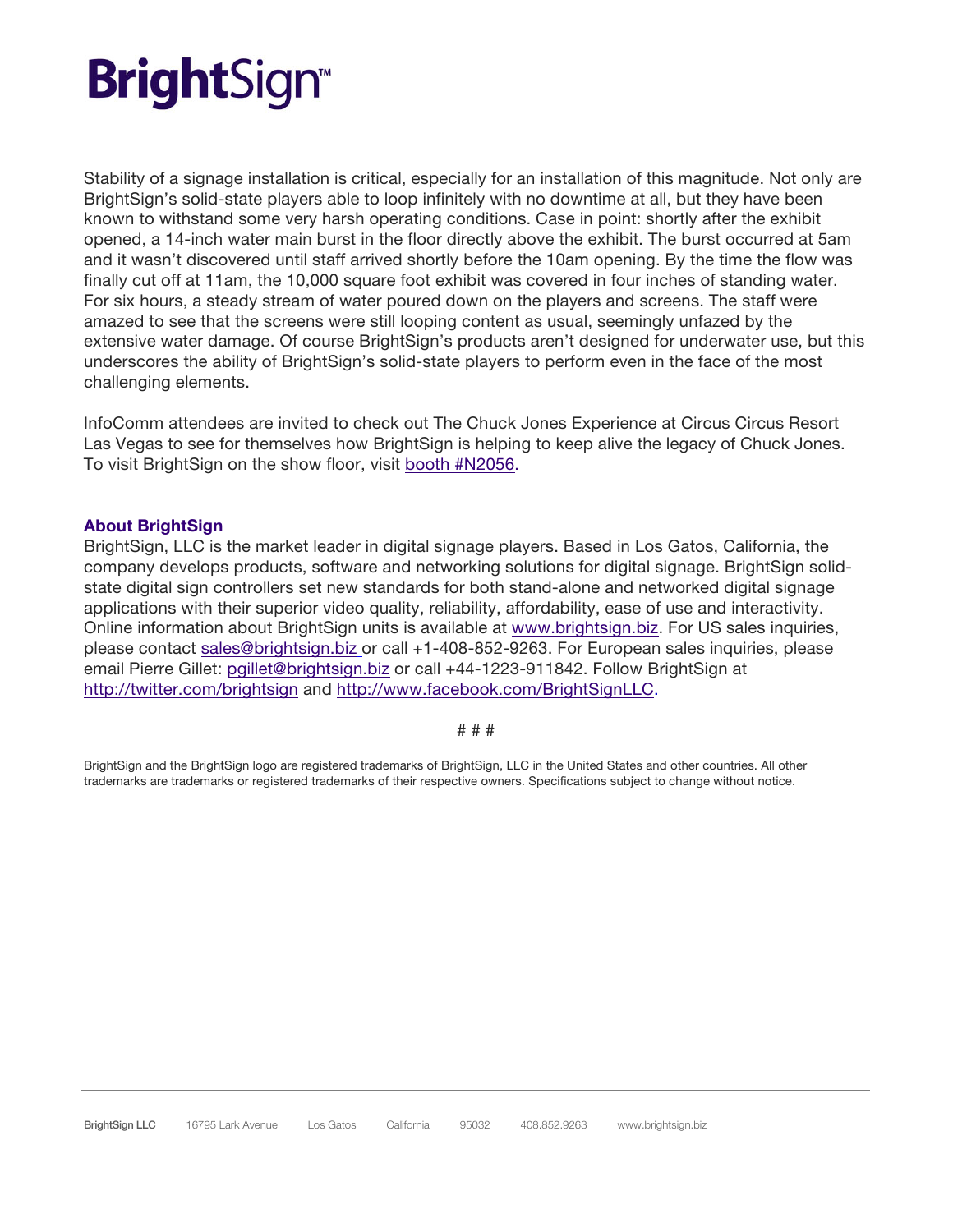Stability of a signage installation is critical, especially for an installation of this magnitude. Not only are BrightSign's solid-state players able to loop infinitely with no downtime at all, but they have been known to withstand some very harsh operating conditions. Case in point: shortly after the exhibit opened, a 14-inch water main burst in the floor directly above the exhibit. The burst occurred at 5am and it wasn't discovered until staff arrived shortly before the 10am opening. By the time the flow was finally cut off at 11am, the 10,000 square foot exhibit was covered in four inches of standing water. For six hours, a steady stream of water poured down on the players and screens. The staff were amazed to see that the screens were still looping content as usual, seemingly unfazed by the extensive water damage. Of course BrightSign's products aren't designed for underwater use, but this underscores the ability of BrightSign's solid-state players to perform even in the face of the most challenging elements.

InfoComm attendees are invited to check out The Chuck Jones Experience at Circus Circus Resort Las Vegas to see for themselves how BrightSign is helping to keep alive the legacy of Chuck Jones. To visit BrightSign on the show floor, visit booth #N2056.

### About BrightSign

BrightSign, LLC is the market leader in digital signage players. Based in Los Gatos, California, the company develops products, software and networking solutions for digital signage. BrightSign solid-state digital sign controllers set new standards for both stand-alone and networked digital signage applications with their superior video quality, reliability, affordability, ease of use and interactivity. Online information about BrightSign units is available at www.brightsign.biz. For US sales inquiries, please contact sales@brightsign.biz or call +1-408-852-9263. For European sales inquiries, please email Pierre Gillet: pgillet@brightsign.biz or call +44-1223-911842. Follow BrightSign at http://twitter.com/brightsign and http://www.facebook.com/BrightSignLLC.

# # #

BrightSign and the BrightSign logo are registered trademarks of BrightSign, LLC in the United States and other countries. All other trademarks are trademarks or registered trademarks of their respective owners. Specifications subject to change without notice.